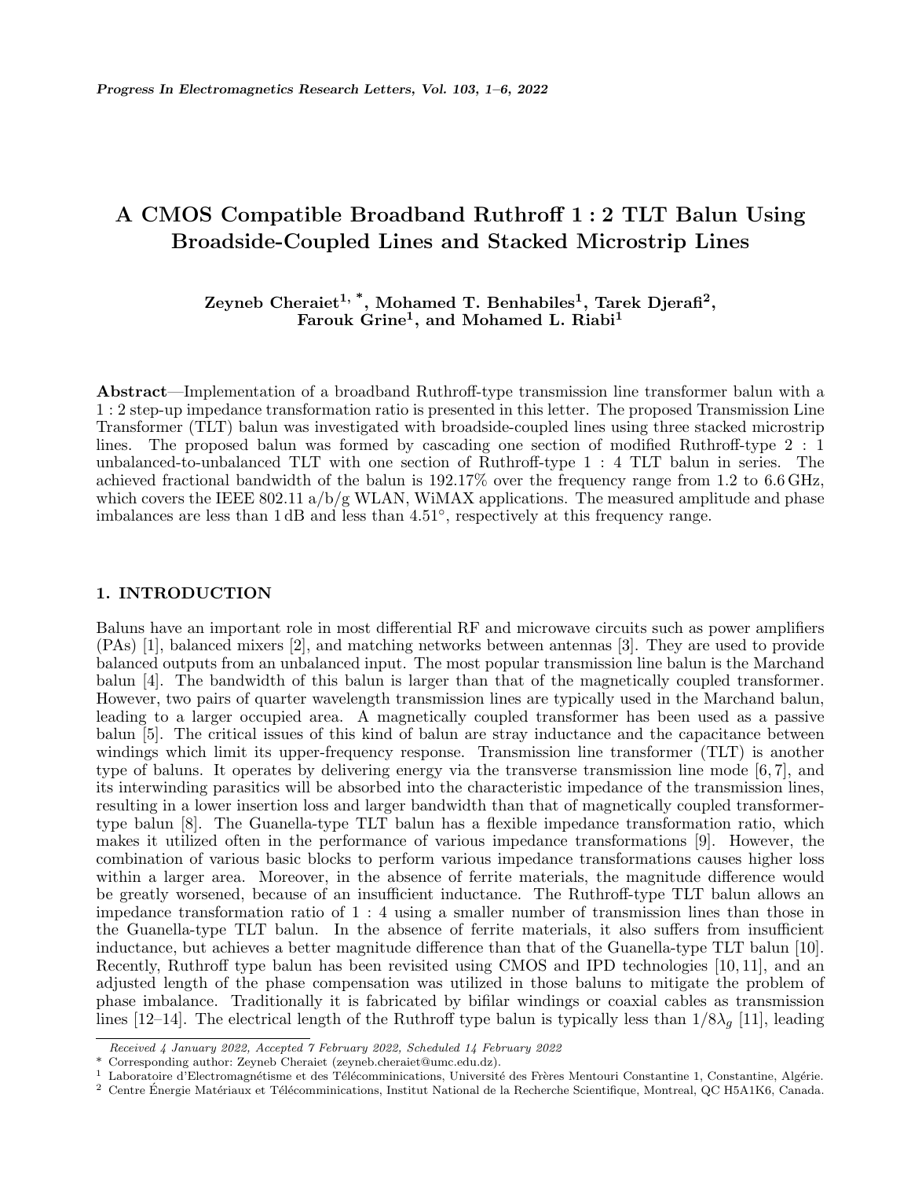# A CMOS Compatible Broadband Ruthroff 1 : 2 TLT Balun Using Broadside-Coupled Lines and Stacked Microstrip Lines

**Zeyneb Cheraiet[1, \*], Mohamed T. Benhabiles[1], Tarek Djerafi[2], Farouk Grine[1], and Mohamed L. Riabi[1]**

**Abstract**—Implementation of a broadband Ruthroff-type transmission line transformer balun with a 1 : 2 step-up impedance transformation ratio is presented in this letter. The proposed Transmission Line Transformer (TLT) balun was investigated with broadside-coupled lines using three stacked microstrip lines. The proposed balun was formed by cascading one section of modified Ruthroff-type 2 : 1 unbalanced-to-unbalanced TLT with one section of Ruthroff-type 1 : 4 TLT balun in series. The achieved fractional bandwidth of the balun is 192.17% over the frequency range from 1.2 to 6.6 GHz, which covers the IEEE 802.11 a/b/g WLAN, WiMAX applications. The measured amplitude and phase imbalances are less than 1 dB and less than 4.51°, respectively at this frequency range.

## 1. INTRODUCTION

Baluns have an important role in most differential RF and microwave circuits such as power amplifiers (PAs) [1], balanced mixers [2], and matching networks between antennas [3]. They are used to provide balanced outputs from an unbalanced input. The most popular transmission line balun is the Marchand balun [4]. The bandwidth of this balun is larger than that of the magnetically coupled transformer. However, two pairs of quarter wavelength transmission lines are typically used in the Marchand balun, leading to a larger occupied area. A magnetically coupled transformer has been used as a passive balun [5]. The critical issues of this kind of balun are stray inductance and the capacitance between windings which limit its upper-frequency response. Transmission line transformer (TLT) is another type of baluns. It operates by delivering energy via the transverse transmission line mode [6, 7], and its interwinding parasitics will be absorbed into the characteristic impedance of the transmission lines, resulting in a lower insertion loss and larger bandwidth than that of magnetically coupled transformer-type balun [8]. The Guanella-type TLT balun has a flexible impedance transformation ratio, which makes it utilized often in the performance of various impedance transformations [9]. However, the combination of various basic blocks to perform various impedance transformations causes higher loss within a larger area. Moreover, in the absence of ferrite materials, the magnitude difference would be greatly worsened, because of an insufficient inductance. The Ruthroff-type TLT balun allows an impedance transformation ratio of 1 : 4 using a smaller number of transmission lines than those in the Guanella-type TLT balun. In the absence of ferrite materials, it also suffers from insufficient inductance, but achieves a better magnitude difference than that of the Guanella-type TLT balun [10]. Recently, Ruthroff type balun has been revisited using CMOS and IPD technologies [10, 11], and an adjusted length of the phase compensation was utilized in those baluns to mitigate the problem of phase imbalance. Traditionally it is fabricated by bifilar windings or coaxial cables as transmission lines [12–14]. The electrical length of the Ruthroff type balun is typically less than $1/8\lambda_g$ [11], leading

*Received 4 January 2022, Accepted 7 February 2022, Scheduled 14 February 2022*

\* Corresponding author: Zeyneb Cheraiet (zeyneb.cheraiet@umc.edu.dz).

[1] Laboratoire d'Electromagnétisme et des Télécomminications, Université des Frères Mentouri Constantine 1, Constantine, Algérie.

[2] Centre Énergie Matériaux et Télécomminications, Institut National de la Recherche Scientifique, Montreal, QC H5A1K6, Canada.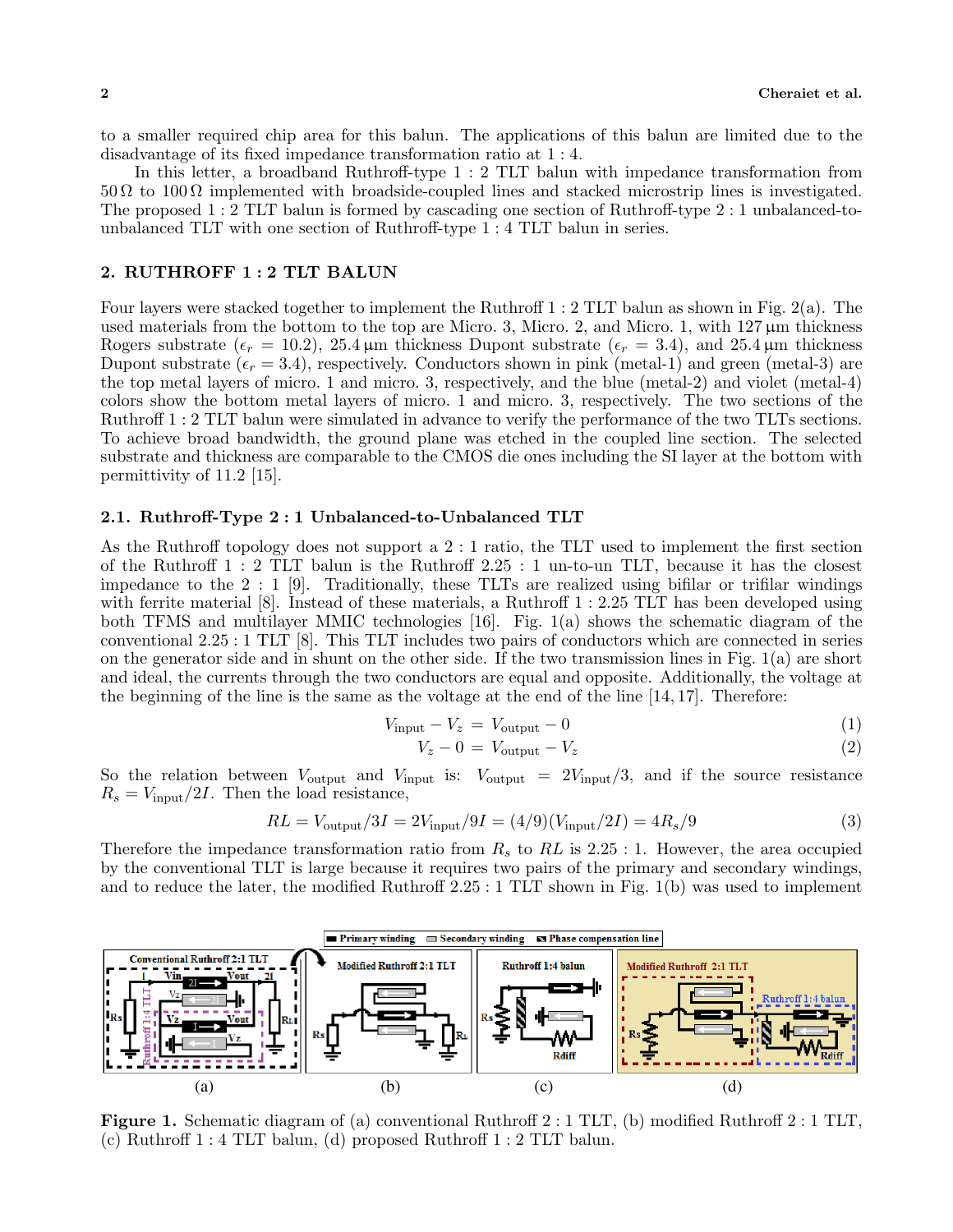to a smaller required chip area for this balun. The applications of this balun are limited due to the disadvantage of its fixed impedance transformation ratio at 1 : 4.

In this letter, a broadband Ruthroff-type 1 : 2 TLT balun with impedance transformation from 50 Ω to 100 Ω implemented with broadside-coupled lines and stacked microstrip lines is investigated. The proposed 1 : 2 TLT balun is formed by cascading one section of Ruthroff-type 2 : 1 unbalanced-to-unbalanced TLT with one section of Ruthroff-type 1 : 4 TLT balun in series.

## 2. RUTHROFF 1 : 2 TLT BALUN

Four layers were stacked together to implement the Ruthroff 1 : 2 TLT balun as shown in Fig. 2(a). The used materials from the bottom to the top are Micro. 3, Micro. 2, and Micro. 1, with 127 µm thickness Rogers substrate ($\epsilon_r = 10.2$), 25.4 µm thickness Dupont substrate ($\epsilon_r = 3.4$), and 25.4 µm thickness Dupont substrate ($\epsilon_r = 3.4$), respectively. Conductors shown in pink (metal-1) and green (metal-3) are the top metal layers of micro. 1 and micro. 3, respectively, and the blue (metal-2) and violet (metal-4) colors show the bottom metal layers of micro. 1 and micro. 3, respectively. The two sections of the Ruthroff 1 : 2 TLT balun were simulated in advance to verify the performance of the two TLTs sections. To achieve broad bandwidth, the ground plane was etched in the coupled line section. The selected substrate and thickness are comparable to the CMOS die ones including the SI layer at the bottom with permittivity of 11.2 [15].

### 2.1. Ruthroff-Type 2 : 1 Unbalanced-to-Unbalanced TLT

As the Ruthroff topology does not support a 2 : 1 ratio, the TLT used to implement the first section of the Ruthroff 1 : 2 TLT balun is the Ruthroff 2.25 : 1 un-to-un TLT, because it has the closest impedance to the 2 : 1 [9]. Traditionally, these TLTs are realized using bifilar or trifilar windings with ferrite material [8]. Instead of these materials, a Ruthroff 1 : 2.25 TLT has been developed using both TFMS and multilayer MMIC technologies [16]. Fig. 1(a) shows the schematic diagram of the conventional 2.25 : 1 TLT [8]. This TLT includes two pairs of conductors which are connected in series on the generator side and in shunt on the other side. If the two transmission lines in Fig. 1(a) are short and ideal, the currents through the two conductors are equal and opposite. Additionally, the voltage at the beginning of the line is the same as the voltage at the end of the line [14, 17]. Therefore:

$$V_{\text{input}} - V_z = V_{\text{output}} - 0 \tag{1}$$

$$V_z - 0 = V_{\text{output}} - V_z \tag{2}$$

So the relation between $V_{\text{output}}$ and $V_{\text{input}}$ is: $V_{\text{output}} = 2V_{\text{input}}/3$, and if the source resistance $R_s = V_{\text{input}}/2I$. Then the load resistance,

$$RL = V_{\text{output}}/3I = 2V_{\text{input}}/9I = (4/9)(V_{\text{input}}/2I) = 4R_s/9 \tag{3}$$

Therefore the impedance transformation ratio from $R_s$ to $RL$ is 2.25 : 1. However, the area occupied by the conventional TLT is large because it requires two pairs of the primary and secondary windings, and to reduce the later, the modified Ruthroff 2.25 : 1 TLT shown in Fig. 1(b) was used to implement

**Figure 1.** Schematic diagram of (a) conventional Ruthroff 2 : 1 TLT, (b) modified Ruthroff 2 : 1 TLT, (c) Ruthroff 1 : 4 TLT balun, (d) proposed Ruthroff 1 : 2 TLT balun.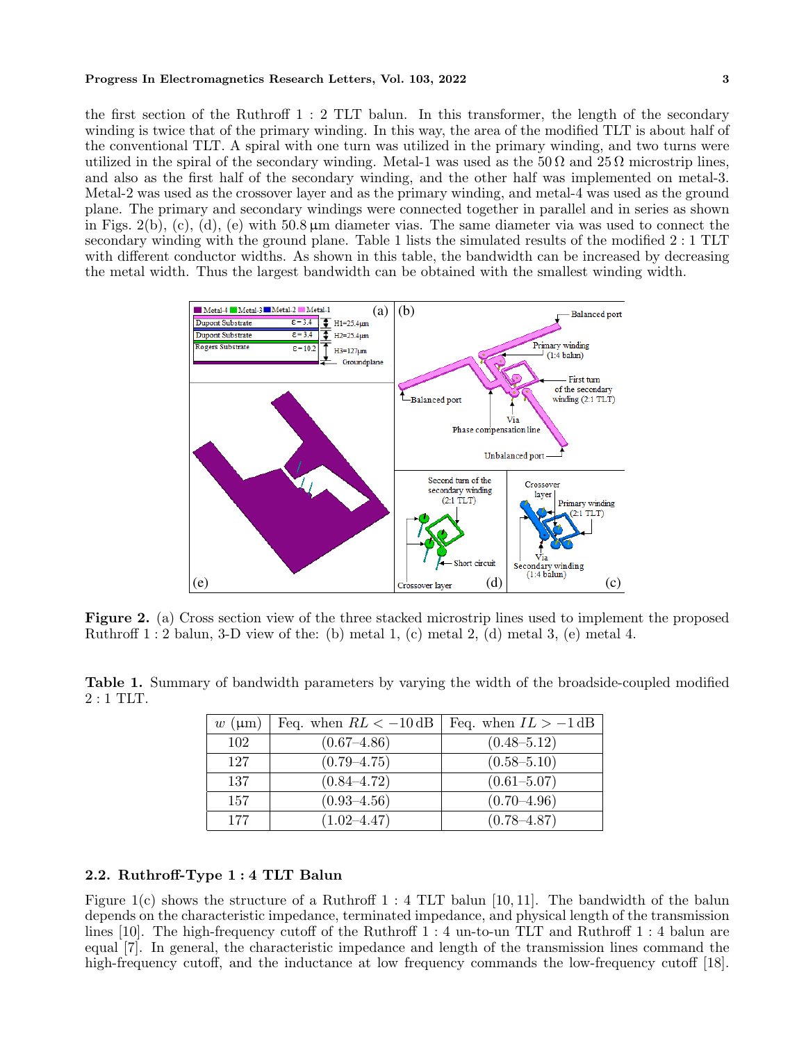the first section of the Ruthroff 1 : 2 TLT balun. In this transformer, the length of the secondary winding is twice that of the primary winding. In this way, the area of the modified TLT is about half of the conventional TLT. A spiral with one turn was utilized in the primary winding, and two turns were utilized in the spiral of the secondary winding. Metal-1 was used as the $50\,\Omega$ and $25\,\Omega$ microstrip lines, and also as the first half of the secondary winding, and the other half was implemented on metal-3. Metal-2 was used as the crossover layer and as the primary winding, and metal-4 was used as the ground plane. The primary and secondary windings were connected together in parallel and in series as shown in Figs. 2(b), (c), (d), (e) with $50.8\,\mu$m diameter vias. The same diameter via was used to connect the secondary winding with the ground plane. Table 1 lists the simulated results of the modified 2 : 1 TLT with different conductor widths. As shown in this table, the bandwidth can be increased by decreasing the metal width. Thus the largest bandwidth can be obtained with the smallest winding width.

**Figure 2.** (a) Cross section view of the three stacked microstrip lines used to implement the proposed Ruthroff 1 : 2 balun, 3-D view of the: (b) metal 1, (c) metal 2, (d) metal 3, (e) metal 4.

**Table 1.** Summary of bandwidth parameters by varying the width of the broadside-coupled modified 2 : 1 TLT.

| $w$ (µm) | Feq. when $RL < -10$ dB | Feq. when $IL > -1$ dB |
|---|---|---|
| 102 | (0.67–4.86) | (0.48–5.12) |
| 127 | (0.79–4.75) | (0.58–5.10) |
| 137 | (0.84–4.72) | (0.61–5.07) |
| 157 | (0.93–4.56) | (0.70–4.96) |
| 177 | (1.02–4.47) | (0.78–4.87) |

### 2.2. Ruthroff-Type 1 : 4 TLT Balun

Figure 1(c) shows the structure of a Ruthroff 1 : 4 TLT balun [10, 11]. The bandwidth of the balun depends on the characteristic impedance, terminated impedance, and physical length of the transmission lines [10]. The high-frequency cutoff of the Ruthroff 1 : 4 un-to-un TLT and Ruthroff 1 : 4 balun are equal [7]. In general, the characteristic impedance and length of the transmission lines command the high-frequency cutoff, and the inductance at low frequency commands the low-frequency cutoff [18].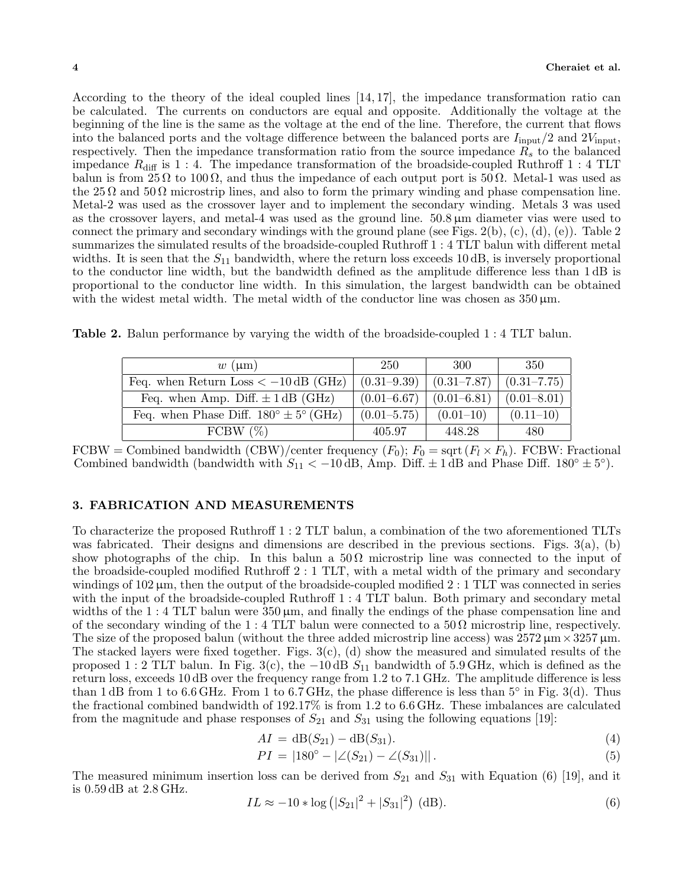According to the theory of the ideal coupled lines [14, 17], the impedance transformation ratio can be calculated. The currents on conductors are equal and opposite. Additionally the voltage at the beginning of the line is the same as the voltage at the end of the line. Therefore, the current that flows into the balanced ports and the voltage difference between the balanced ports are $I_{\text{input}}/2$ and $2V_{\text{input}}$, respectively. Then the impedance transformation ratio from the source impedance $R_s$ to the balanced impedance $R_{\text{diff}}$ is 1 : 4. The impedance transformation of the broadside-coupled Ruthroff 1 : 4 TLT balun is from 25 Ω to 100 Ω, and thus the impedance of each output port is 50 Ω. Metal-1 was used as the 25 Ω and 50 Ω microstrip lines, and also to form the primary winding and phase compensation line. Metal-2 was used as the crossover layer and to implement the secondary winding. Metals 3 was used as the crossover layers, and metal-4 was used as the ground line. 50.8 µm diameter vias were used to connect the primary and secondary windings with the ground plane (see Figs. 2(b), (c), (d), (e)). Table 2 summarizes the simulated results of the broadside-coupled Ruthroff 1 : 4 TLT balun with different metal widths. It is seen that the $S_{11}$ bandwidth, where the return loss exceeds 10 dB, is inversely proportional to the conductor line width, but the bandwidth defined as the amplitude difference less than 1 dB is proportional to the conductor line width. In this simulation, the largest bandwidth can be obtained with the widest metal width. The metal width of the conductor line was chosen as 350 µm.

**Table 2.** Balun performance by varying the width of the broadside-coupled 1 : 4 TLT balun.

| $w$ (µm) | 250 | 300 | 350 |
|---|---|---|---|
| Feq. when Return Loss $< -10$ dB (GHz) | (0.31–9.39) | (0.31–7.87) | (0.31–7.75) |
| Feq. when Amp. Diff. $\pm 1$ dB (GHz) | (0.01–6.67) | (0.01–6.81) | (0.01–8.01) |
| Feq. when Phase Diff. $180° \pm 5°$ (GHz) | (0.01–5.75) | (0.01–10) | (0.11–10) |
| FCBW (%) | 405.97 | 448.28 | 480 |

FCBW = Combined bandwidth (CBW)/center frequency ($F_0$); $F_0 = \text{sqrt}\,(F_l \times F_h)$. FCBW: Fractional Combined bandwidth (bandwidth with $S_{11} < -10$ dB, Amp. Diff. $\pm 1$ dB and Phase Diff. $180° \pm 5°$).

## 3. FABRICATION AND MEASUREMENTS

To characterize the proposed Ruthroff 1 : 2 TLT balun, a combination of the two aforementioned TLTs was fabricated. Their designs and dimensions are described in the previous sections. Figs. 3(a), (b) show photographs of the chip. In this balun a 50 Ω microstrip line was connected to the input of the broadside-coupled modified Ruthroff 2 : 1 TLT, with a metal width of the primary and secondary windings of 102 µm, then the output of the broadside-coupled modified 2 : 1 TLT was connected in series with the input of the broadside-coupled Ruthroff 1 : 4 TLT balun. Both primary and secondary metal widths of the 1 : 4 TLT balun were 350 µm, and finally the endings of the phase compensation line and of the secondary winding of the 1 : 4 TLT balun were connected to a 50 Ω microstrip line, respectively. The size of the proposed balun (without the three added microstrip line access) was 2572 µm × 3257 µm. The stacked layers were fixed together. Figs. 3(c), (d) show the measured and simulated results of the proposed 1 : 2 TLT balun. In Fig. 3(c), the −10 dB $S_{11}$ bandwidth of 5.9 GHz, which is defined as the return loss, exceeds 10 dB over the frequency range from 1.2 to 7.1 GHz. The amplitude difference is less than 1 dB from 1 to 6.6 GHz. From 1 to 6.7 GHz, the phase difference is less than 5° in Fig. 3(d). Thus the fractional combined bandwidth of 192.17% is from 1.2 to 6.6 GHz. These imbalances are calculated from the magnitude and phase responses of $S_{21}$ and $S_{31}$ using the following equations [19]:

$$AI = \text{dB}(S_{21}) - \text{dB}(S_{31}). \tag{4}$$

$$PI = |180° - |\angle(S_{21}) - \angle(S_{31})||\,. \tag{5}$$

The measured minimum insertion loss can be derived from $S_{21}$ and $S_{31}$ with Equation (6) [19], and it is 0.59 dB at 2.8 GHz.

$$IL \approx -10 * \log\left(|S_{21}|^2 + |S_{31}|^2\right) \text{ (dB)}. \tag{6}$$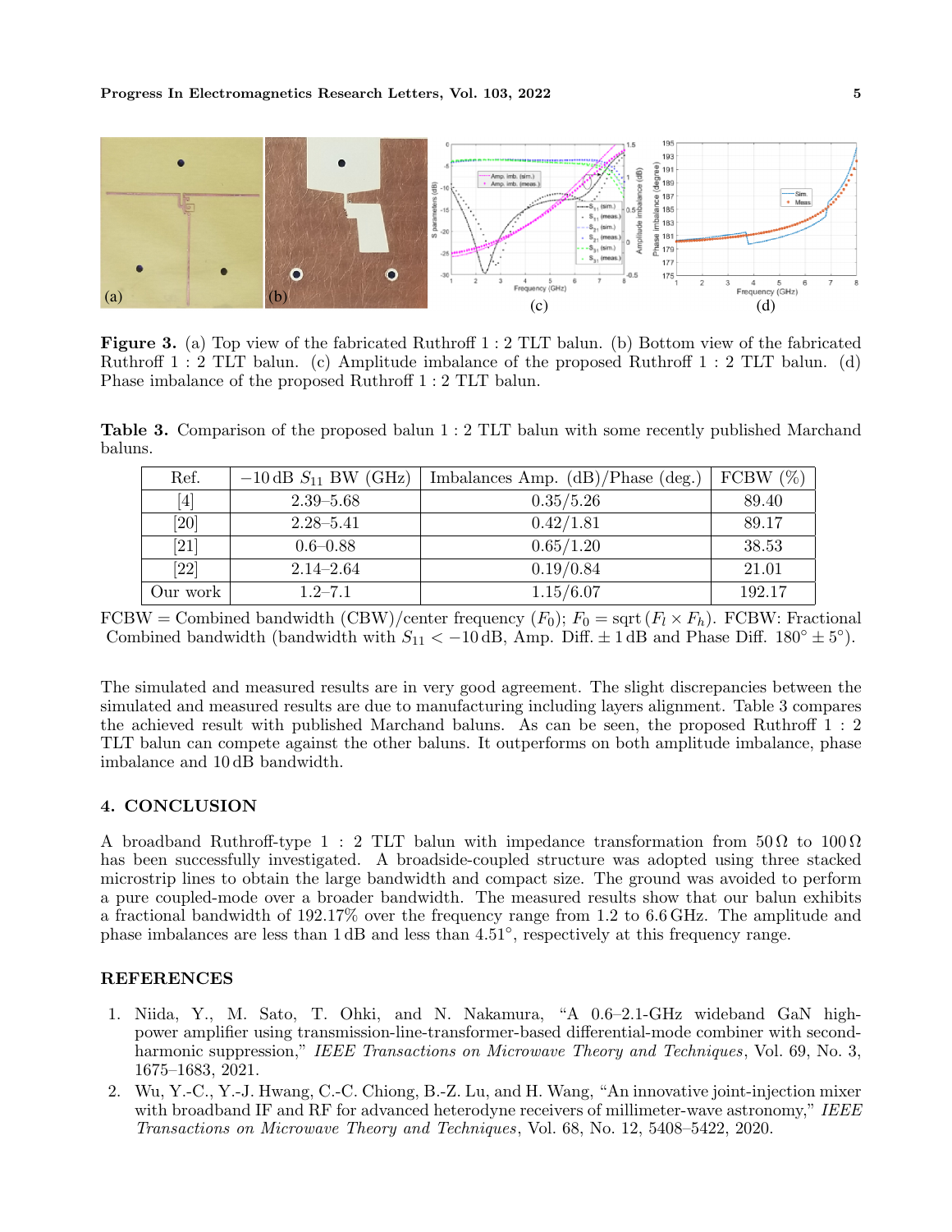**Figure 3.** (a) Top view of the fabricated Ruthroff 1 : 2 TLT balun. (b) Bottom view of the fabricated Ruthroff 1 : 2 TLT balun. (c) Amplitude imbalance of the proposed Ruthroff 1 : 2 TLT balun. (d) Phase imbalance of the proposed Ruthroff 1 : 2 TLT balun.

**Table 3.** Comparison of the proposed balun 1 : 2 TLT balun with some recently published Marchand baluns.

| Ref. | $-10\,\text{dB}$ $S_{11}$ BW (GHz) | Imbalances Amp. (dB)/Phase (deg.) | FCBW (%) |
|---|---|---|---|
| [4] | 2.39–5.68 | 0.35/5.26 | 89.40 |
| [20] | 2.28–5.41 | 0.42/1.81 | 89.17 |
| [21] | 0.6–0.88 | 0.65/1.20 | 38.53 |
| [22] | 2.14–2.64 | 0.19/0.84 | 21.01 |
| Our work | 1.2–7.1 | 1.15/6.07 | 192.17 |

FCBW = Combined bandwidth (CBW)/center frequency ($F_0$); $F_0 = \text{sqrt}\,(F_l \times F_h)$. FCBW: Fractional Combined bandwidth (bandwidth with $S_{11} < -10\,\text{dB}$, Amp. Diff. $\pm 1\,\text{dB}$ and Phase Diff. $180^\circ \pm 5^\circ$).

The simulated and measured results are in very good agreement. The slight discrepancies between the simulated and measured results are due to manufacturing including layers alignment. Table 3 compares the achieved result with published Marchand baluns. As can be seen, the proposed Ruthroff 1 : 2 TLT balun can compete against the other baluns. It outperforms on both amplitude imbalance, phase imbalance and 10 dB bandwidth.

## 4. CONCLUSION

A broadband Ruthroff-type 1 : 2 TLT balun with impedance transformation from $50\,\Omega$ to $100\,\Omega$ has been successfully investigated. A broadside-coupled structure was adopted using three stacked microstrip lines to obtain the large bandwidth and compact size. The ground was avoided to perform a pure coupled-mode over a broader bandwidth. The measured results show that our balun exhibits a fractional bandwidth of 192.17% over the frequency range from 1.2 to 6.6 GHz. The amplitude and phase imbalances are less than 1 dB and less than $4.51^\circ$, respectively at this frequency range.

## REFERENCES

1. Niida, Y., M. Sato, T. Ohki, and N. Nakamura, "A 0.6–2.1-GHz wideband GaN high-power amplifier using transmission-line-transformer-based differential-mode combiner with second-harmonic suppression," *IEEE Transactions on Microwave Theory and Techniques*, Vol. 69, No. 3, 1675–1683, 2021.
2. Wu, Y.-C., Y.-J. Hwang, C.-C. Chiong, B.-Z. Lu, and H. Wang, "An innovative joint-injection mixer with broadband IF and RF for advanced heterodyne receivers of millimeter-wave astronomy," *IEEE Transactions on Microwave Theory and Techniques*, Vol. 68, No. 12, 5408–5422, 2020.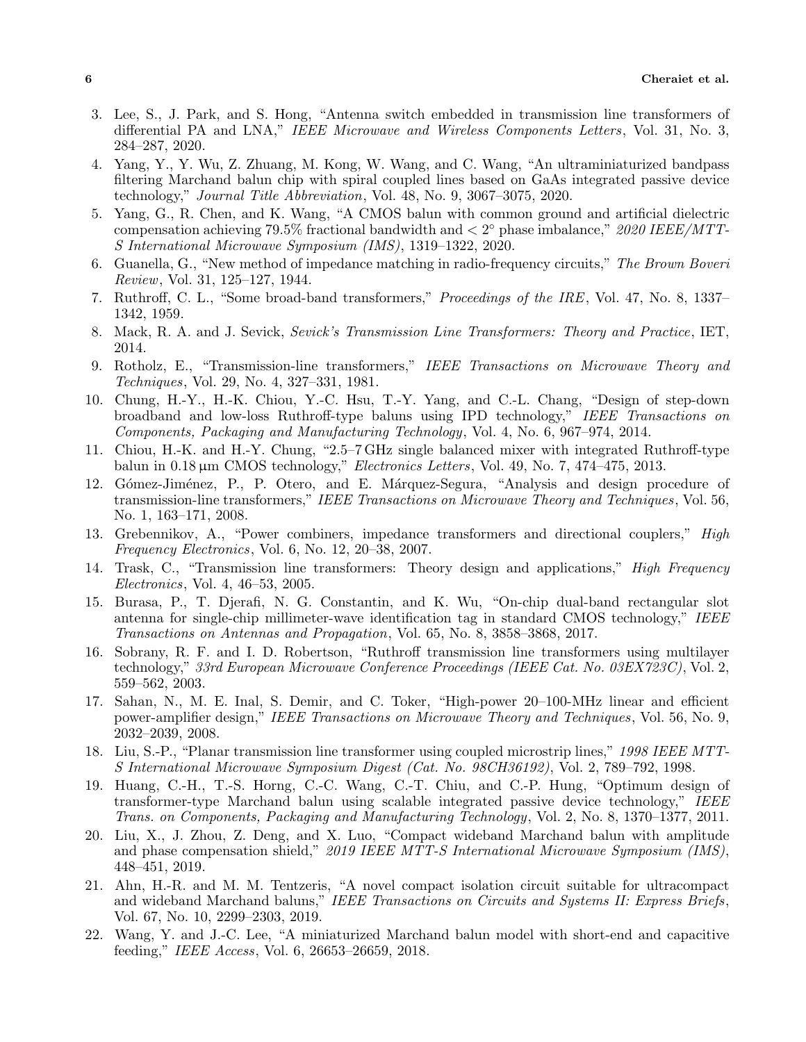3. Lee, S., J. Park, and S. Hong, "Antenna switch embedded in transmission line transformers of differential PA and LNA," *IEEE Microwave and Wireless Components Letters*, Vol. 31, No. 3, 284–287, 2020.
4. Yang, Y., Y. Wu, Z. Zhuang, M. Kong, W. Wang, and C. Wang, "An ultraminiaturized bandpass filtering Marchand balun chip with spiral coupled lines based on GaAs integrated passive device technology," *Journal Title Abbreviation*, Vol. 48, No. 9, 3067–3075, 2020.
5. Yang, G., R. Chen, and K. Wang, "A CMOS balun with common ground and artificial dielectric compensation achieving 79.5% fractional bandwidth and $< 2^\circ$ phase imbalance," *2020 IEEE/MTT-S International Microwave Symposium (IMS)*, 1319–1322, 2020.
6. Guanella, G., "New method of impedance matching in radio-frequency circuits," *The Brown Boveri Review*, Vol. 31, 125–127, 1944.
7. Ruthroff, C. L., "Some broad-band transformers," *Proceedings of the IRE*, Vol. 47, No. 8, 1337–1342, 1959.
8. Mack, R. A. and J. Sevick, *Sevick's Transmission Line Transformers: Theory and Practice*, IET, 2014.
9. Rotholz, E., "Transmission-line transformers," *IEEE Transactions on Microwave Theory and Techniques*, Vol. 29, No. 4, 327–331, 1981.
10. Chung, H.-Y., H.-K. Chiou, Y.-C. Hsu, T.-Y. Yang, and C.-L. Chang, "Design of step-down broadband and low-loss Ruthroff-type baluns using IPD technology," *IEEE Transactions on Components, Packaging and Manufacturing Technology*, Vol. 4, No. 6, 967–974, 2014.
11. Chiou, H.-K. and H.-Y. Chung, "2.5–7 GHz single balanced mixer with integrated Ruthroff-type balun in 0.18 μm CMOS technology," *Electronics Letters*, Vol. 49, No. 7, 474–475, 2013.
12. Gómez-Jiménez, P., P. Otero, and E. Márquez-Segura, "Analysis and design procedure of transmission-line transformers," *IEEE Transactions on Microwave Theory and Techniques*, Vol. 56, No. 1, 163–171, 2008.
13. Grebennikov, A., "Power combiners, impedance transformers and directional couplers," *High Frequency Electronics*, Vol. 6, No. 12, 20–38, 2007.
14. Trask, C., "Transmission line transformers: Theory design and applications," *High Frequency Electronics*, Vol. 4, 46–53, 2005.
15. Burasa, P., T. Djerafi, N. G. Constantin, and K. Wu, "On-chip dual-band rectangular slot antenna for single-chip millimeter-wave identification tag in standard CMOS technology," *IEEE Transactions on Antennas and Propagation*, Vol. 65, No. 8, 3858–3868, 2017.
16. Sobrany, R. F. and I. D. Robertson, "Ruthroff transmission line transformers using multilayer technology," *33rd European Microwave Conference Proceedings (IEEE Cat. No. 03EX723C)*, Vol. 2, 559–562, 2003.
17. Sahan, N., M. E. Inal, S. Demir, and C. Toker, "High-power 20–100-MHz linear and efficient power-amplifier design," *IEEE Transactions on Microwave Theory and Techniques*, Vol. 56, No. 9, 2032–2039, 2008.
18. Liu, S.-P., "Planar transmission line transformer using coupled microstrip lines," *1998 IEEE MTT-S International Microwave Symposium Digest (Cat. No. 98CH36192)*, Vol. 2, 789–792, 1998.
19. Huang, C.-H., T.-S. Horng, C.-C. Wang, C.-T. Chiu, and C.-P. Hung, "Optimum design of transformer-type Marchand balun using scalable integrated passive device technology," *IEEE Trans. on Components, Packaging and Manufacturing Technology*, Vol. 2, No. 8, 1370–1377, 2011.
20. Liu, X., J. Zhou, Z. Deng, and X. Luo, "Compact wideband Marchand balun with amplitude and phase compensation shield," *2019 IEEE MTT-S International Microwave Symposium (IMS)*, 448–451, 2019.
21. Ahn, H.-R. and M. M. Tentzeris, "A novel compact isolation circuit suitable for ultracompact and wideband Marchand baluns," *IEEE Transactions on Circuits and Systems II: Express Briefs*, Vol. 67, No. 10, 2299–2303, 2019.
22. Wang, Y. and J.-C. Lee, "A miniaturized Marchand balun model with short-end and capacitive feeding," *IEEE Access*, Vol. 6, 26653–26659, 2018.